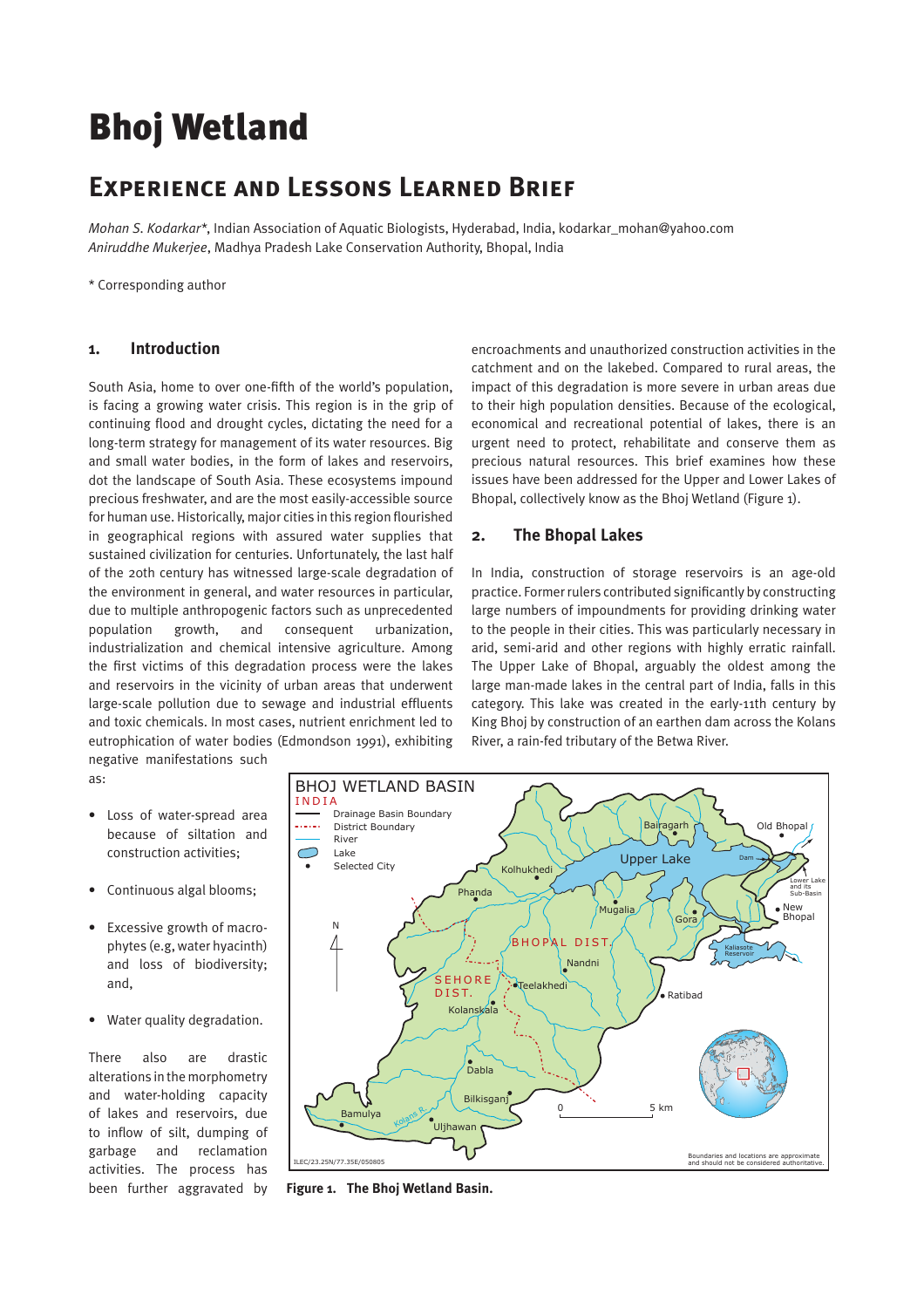# Bhoj Wetland

## Experience and Lessons Learned Brief

*Mohan S. Kodarkar**, Indian Association of Aquatic Biologists, Hyderabad, India, kodarkar_mohan@yahoo.com
*Aniruddhe Mukerjee*, Madhya Pradesh Lake Conservation Authority, Bhopal, India

* Corresponding author

### 1. Introduction

South Asia, home to over one-fifth of the world's population, is facing a growing water crisis. This region is in the grip of continuing flood and drought cycles, dictating the need for a long-term strategy for management of its water resources. Big and small water bodies, in the form of lakes and reservoirs, dot the landscape of South Asia. These ecosystems impound precious freshwater, and are the most easily-accessible source for human use. Historically, major cities in this region flourished in geographical regions with assured water supplies that sustained civilization for centuries. Unfortunately, the last half of the 20th century has witnessed large-scale degradation of the environment in general, and water resources in particular, due to multiple anthropogenic factors such as unprecedented population growth, and consequent urbanization, industrialization and chemical intensive agriculture. Among the first victims of this degradation process were the lakes and reservoirs in the vicinity of urban areas that underwent large-scale pollution due to sewage and industrial effluents and toxic chemicals. In most cases, nutrient enrichment led to eutrophication of water bodies (Edmondson 1991), exhibiting negative manifestations such as:

- Loss of water-spread area because of siltation and construction activities;
- Continuous algal blooms;
- Excessive growth of macrophytes (e.g, water hyacinth) and loss of biodiversity; and,
- Water quality degradation.

There also are drastic alterations in the morphometry and water-holding capacity of lakes and reservoirs, due to inflow of silt, dumping of garbage and reclamation activities. The process has been further aggravated by encroachments and unauthorized construction activities in the catchment and on the lakebed. Compared to rural areas, the impact of this degradation is more severe in urban areas due to their high population densities. Because of the ecological, economical and recreational potential of lakes, there is an urgent need to protect, rehabilitate and conserve them as precious natural resources. This brief examines how these issues have been addressed for the Upper and Lower Lakes of Bhopal, collectively know as the Bhoj Wetland (Figure 1).

### 2. The Bhopal Lakes

In India, construction of storage reservoirs is an age-old practice. Former rulers contributed significantly by constructing large numbers of impoundments for providing drinking water to the people in their cities. This was particularly necessary in arid, semi-arid and other regions with highly erratic rainfall. The Upper Lake of Bhopal, arguably the oldest among the large man-made lakes in the central part of India, falls in this category. This lake was created in the early-11th century by King Bhoj by construction of an earthen dam across the Kolans River, a rain-fed tributary of the Betwa River.

**Figure 1. The Bhoj Wetland Basin.**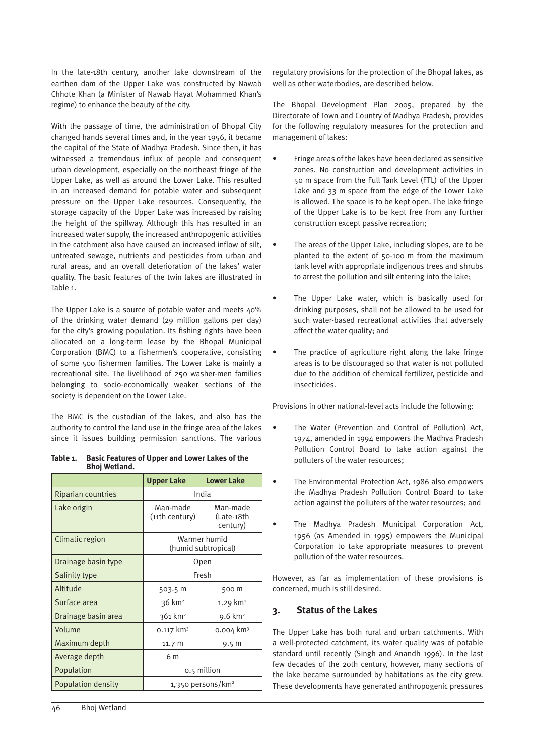In the late-18th century, another lake downstream of the earthen dam of the Upper Lake was constructed by Nawab Chhote Khan (a Minister of Nawab Hayat Mohammed Khan's regime) to enhance the beauty of the city.

With the passage of time, the administration of Bhopal City changed hands several times and, in the year 1956, it became the capital of the State of Madhya Pradesh. Since then, it has witnessed a tremendous influx of people and consequent urban development, especially on the northeast fringe of the Upper Lake, as well as around the Lower Lake. This resulted in an increased demand for potable water and subsequent pressure on the Upper Lake resources. Consequently, the storage capacity of the Upper Lake was increased by raising the height of the spillway. Although this has resulted in an increased water supply, the increased anthropogenic activities in the catchment also have caused an increased inflow of silt, untreated sewage, nutrients and pesticides from urban and rural areas, and an overall deterioration of the lakes' water quality. The basic features of the twin lakes are illustrated in Table 1.

The Upper Lake is a source of potable water and meets 40% of the drinking water demand (29 million gallons per day) for the city's growing population. Its fishing rights have been allocated on a long-term lease by the Bhopal Municipal Corporation (BMC) to a fishermen's cooperative, consisting of some 500 fishermen families. The Lower Lake is mainly a recreational site. The livelihood of 250 washer-men families belonging to socio-economically weaker sections of the society is dependent on the Lower Lake.

The BMC is the custodian of the lakes, and also has the authority to control the land use in the fringe area of the lakes since it issues building permission sanctions. The various regulatory provisions for the protection of the Bhopal lakes, as well as other waterbodies, are described below.

**Table 1. Basic Features of Upper and Lower Lakes of the Bhoj Wetland.**

| | Upper Lake | Lower Lake |
|---|---|---|
| Riparian countries | India | |
| Lake origin | Man-made (11th century) | Man-made (Late-18th century) |
| Climatic region | Warmer humid (humid subtropical) | |
| Drainage basin type | Open | |
| Salinity type | Fresh | |
| Altitude | 503.5 m | 500 m |
| Surface area | 36 km² | 1.29 km² |
| Drainage basin area | 361 km² | 9.6 km² |
| Volume | 0.117 km³ | 0.004 km³ |
| Maximum depth | 11.7 m | 9.5 m |
| Average depth | 6 m | |
| Population | 0.5 million | |
| Population density | 1,350 persons/km² | |

The Bhopal Development Plan 2005, prepared by the Directorate of Town and Country of Madhya Pradesh, provides for the following regulatory measures for the protection and management of lakes:

- Fringe areas of the lakes have been declared as sensitive zones. No construction and development activities in 50 m space from the Full Tank Level (FTL) of the Upper Lake and 33 m space from the edge of the Lower Lake is allowed. The space is to be kept open. The lake fringe of the Upper Lake is to be kept free from any further construction except passive recreation;
- The areas of the Upper Lake, including slopes, are to be planted to the extent of 50-100 m from the maximum tank level with appropriate indigenous trees and shrubs to arrest the pollution and silt entering into the lake;
- The Upper Lake water, which is basically used for drinking purposes, shall not be allowed to be used for such water-based recreational activities that adversely affect the water quality; and
- The practice of agriculture right along the lake fringe areas is to be discouraged so that water is not polluted due to the addition of chemical fertilizer, pesticide and insecticides.

Provisions in other national-level acts include the following:

- The Water (Prevention and Control of Pollution) Act, 1974, amended in 1994 empowers the Madhya Pradesh Pollution Control Board to take action against the polluters of the water resources;
- The Environmental Protection Act, 1986 also empowers the Madhya Pradesh Pollution Control Board to take action against the polluters of the water resources; and
- The Madhya Pradesh Municipal Corporation Act, 1956 (as Amended in 1995) empowers the Municipal Corporation to take appropriate measures to prevent pollution of the water resources.

However, as far as implementation of these provisions is concerned, much is still desired.

## 3. Status of the Lakes

The Upper Lake has both rural and urban catchments. With a well-protected catchment, its water quality was of potable standard until recently (Singh and Anandh 1996). In the last few decades of the 20th century, however, many sections of the lake became surrounded by habitations as the city grew. These developments have generated anthropogenic pressures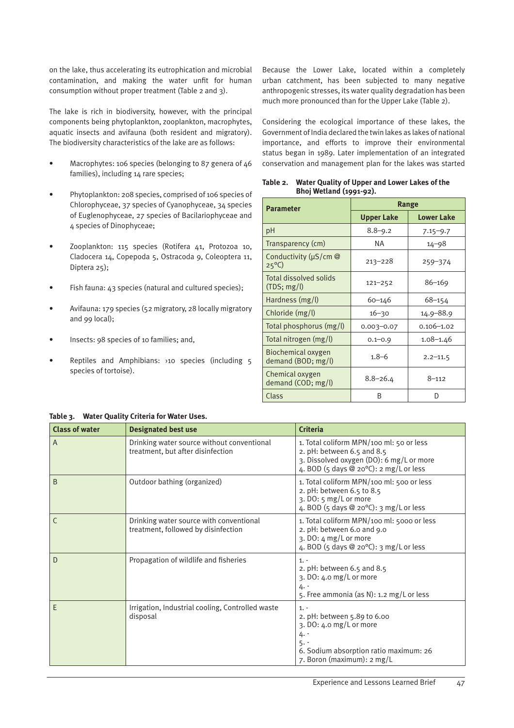on the lake, thus accelerating its eutrophication and microbial contamination, and making the water unfit for human consumption without proper treatment (Table 2 and 3).

The lake is rich in biodiversity, however, with the principal components being phytoplankton, zooplankton, macrophytes, aquatic insects and avifauna (both resident and migratory). The biodiversity characteristics of the lake are as follows:

- Macrophytes: 106 species (belonging to 87 genera of 46 families), including 14 rare species;
- Phytoplankton: 208 species, comprised of 106 species of Chlorophyceae, 37 species of Cyanophyceae, 34 species of Euglenophyceae, 27 species of Bacilariophyceae and 4 species of Dinophyceae;
- Zooplankton: 115 species (Rotifera 41, Protozoa 10, Cladocera 14, Copepoda 5, Ostracoda 9, Coleoptera 11, Diptera 25);
- Fish fauna: 43 species (natural and cultured species);
- Avifauna: 179 species (52 migratory, 28 locally migratory and 99 local);
- Insects: 98 species of 10 families; and,
- Reptiles and Amphibians: >10 species (including 5 species of tortoise).

Because the Lower Lake, located within a completely urban catchment, has been subjected to many negative anthropogenic stresses, its water quality degradation has been much more pronounced than for the Upper Lake (Table 2).

Considering the ecological importance of these lakes, the Government of India declared the twin lakes as lakes of national importance, and efforts to improve their environmental status began in 1989. Later implementation of an integrated conservation and management plan for the lakes was started

**Table 2. Water Quality of Upper and Lower Lakes of the Bhoj Wetland (1991-92).**

| Parameter | Range | |
|---|---|---|
| | Upper Lake | Lower Lake |
| pH | 8.8–9.2 | 7.15–9.7 |
| Transparency (cm) | NA | 14–98 |
| Conductivity (µS/cm @ 25°C) | 213–228 | 259–374 |
| Total dissolved solids (TDS; mg/l) | 121–252 | 86–169 |
| Hardness (mg/l) | 60–146 | 68–154 |
| Chloride (mg/l) | 16–30 | 14.9–88.9 |
| Total phosphorus (mg/l) | 0.003–0.07 | 0.106–1.02 |
| Total nitrogen (mg/l) | 0.1–0.9 | 1.08–1.46 |
| Biochemical oxygen demand (BOD; mg/l) | 1.8–6 | 2.2–11.5 |
| Chemical oxygen demand (COD; mg/l) | 8.8–26.4 | 8–112 |
| Class | B | D |

**Table 3. Water Quality Criteria for Water Uses.**

| Class of water | Designated best use | Criteria |
|---|---|---|
| A | Drinking water source without conventional treatment, but after disinfection | 1. Total coliform MPN/100 ml: 50 or less<br>2. pH: between 6.5 and 8.5<br>3. Dissolved oxygen (DO): 6 mg/L or more<br>4. BOD (5 days @ 20°C): 2 mg/L or less |
| B | Outdoor bathing (organized) | 1. Total coliform MPN/100 ml: 500 or less<br>2. pH: between 6.5 to 8.5<br>3. DO: 5 mg/L or more<br>4. BOD (5 days @ 20°C): 3 mg/L or less |
| C | Drinking water source with conventional treatment, followed by disinfection | 1. Total coliform MPN/100 ml: 5000 or less<br>2. pH: between 6.0 and 9.0<br>3. DO: 4 mg/L or more<br>4. BOD (5 days @ 20°C): 3 mg/L or less |
| D | Propagation of wildlife and fisheries | 1. -<br>2. pH: between 6.5 and 8.5<br>3. DO: 4.0 mg/L or more<br>4. -<br>5. Free ammonia (as N): 1.2 mg/L or less |
| E | Irrigation, Industrial cooling, Controlled waste disposal | 1. -<br>2. pH: between 5.89 to 6.00<br>3. DO: 4.0 mg/L or more<br>4. -<br>5. -<br>6. Sodium absorption ratio maximum: 26<br>7. Boron (maximum): 2 mg/L |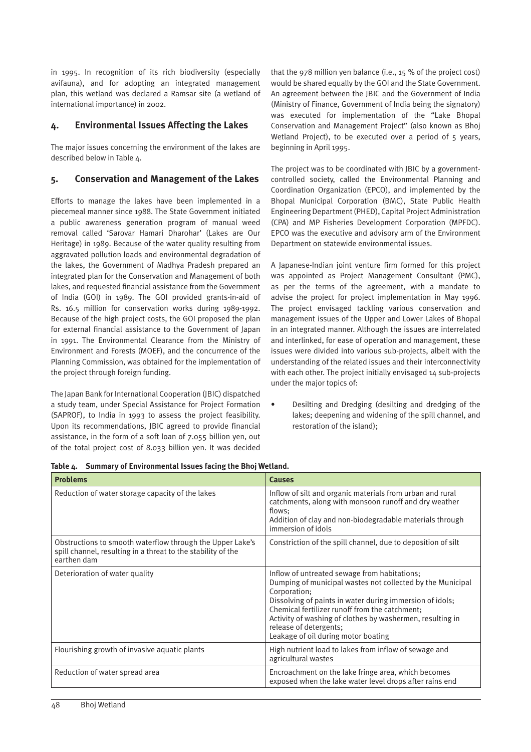in 1995. In recognition of its rich biodiversity (especially avifauna), and for adopting an integrated management plan, this wetland was declared a Ramsar site (a wetland of international importance) in 2002.

## 4. Environmental Issues Affecting the Lakes

The major issues concerning the environment of the lakes are described below in Table 4.

## 5. Conservation and Management of the Lakes

Efforts to manage the lakes have been implemented in a piecemeal manner since 1988. The State Government initiated a public awareness generation program of manual weed removal called 'Sarovar Hamari Dharohar' (Lakes are Our Heritage) in 1989. Because of the water quality resulting from aggravated pollution loads and environmental degradation of the lakes, the Government of Madhya Pradesh prepared an integrated plan for the Conservation and Management of both lakes, and requested financial assistance from the Government of India (GOI) in 1989. The GOI provided grants-in-aid of Rs. 16.5 million for conservation works during 1989-1992. Because of the high project costs, the GOI proposed the plan for external financial assistance to the Government of Japan in 1991. The Environmental Clearance from the Ministry of Environment and Forests (MOEF), and the concurrence of the Planning Commission, was obtained for the implementation of the project through foreign funding.

The Japan Bank for International Cooperation (JBIC) dispatched a study team, under Special Assistance for Project Formation (SAPROF), to India in 1993 to assess the project feasibility. Upon its recommendations, JBIC agreed to provide financial assistance, in the form of a soft loan of 7.055 billion yen, out of the total project cost of 8.033 billion yen. It was decided that the 978 million yen balance (i.e., 15 % of the project cost) would be shared equally by the GOI and the State Government. An agreement between the JBIC and the Government of India (Ministry of Finance, Government of India being the signatory) was executed for implementation of the "Lake Bhopal Conservation and Management Project" (also known as Bhoj Wetland Project), to be executed over a period of 5 years, beginning in April 1995.

The project was to be coordinated with JBIC by a government-controlled society, called the Environmental Planning and Coordination Organization (EPCO), and implemented by the Bhopal Municipal Corporation (BMC), State Public Health Engineering Department (PHED), Capital Project Administration (CPA) and MP Fisheries Development Corporation (MPFDC). EPCO was the executive and advisory arm of the Environment Department on statewide environmental issues.

A Japanese-Indian joint venture firm formed for this project was appointed as Project Management Consultant (PMC), as per the terms of the agreement, with a mandate to advise the project for project implementation in May 1996. The project envisaged tackling various conservation and management issues of the Upper and Lower Lakes of Bhopal in an integrated manner. Although the issues are interrelated and interlinked, for ease of operation and management, these issues were divided into various sub-projects, albeit with the understanding of the related issues and their interconnectivity with each other. The project initially envisaged 14 sub-projects under the major topics of:

- Desilting and Dredging (desilting and dredging of the lakes; deepening and widening of the spill channel, and restoration of the island);

**Table 4. Summary of Environmental Issues facing the Bhoj Wetland.**

| Problems | Causes |
|---|---|
| Reduction of water storage capacity of the lakes | Inflow of silt and organic materials from urban and rural catchments, along with monsoon runoff and dry weather flows;<br>Addition of clay and non-biodegradable materials through immersion of idols |
| Obstructions to smooth waterflow through the Upper Lake's spill channel, resulting in a threat to the stability of the earthen dam | Constriction of the spill channel, due to deposition of silt |
| Deterioration of water quality | Inflow of untreated sewage from habitations;<br>Dumping of municipal wastes not collected by the Municipal Corporation;<br>Dissolving of paints in water during immersion of idols;<br>Chemical fertilizer runoff from the catchment;<br>Activity of washing of clothes by washermen, resulting in release of detergents;<br>Leakage of oil during motor boating |
| Flourishing growth of invasive aquatic plants | High nutrient load to lakes from inflow of sewage and agricultural wastes |
| Reduction of water spread area | Encroachment on the lake fringe area, which becomes exposed when the lake water level drops after rains end |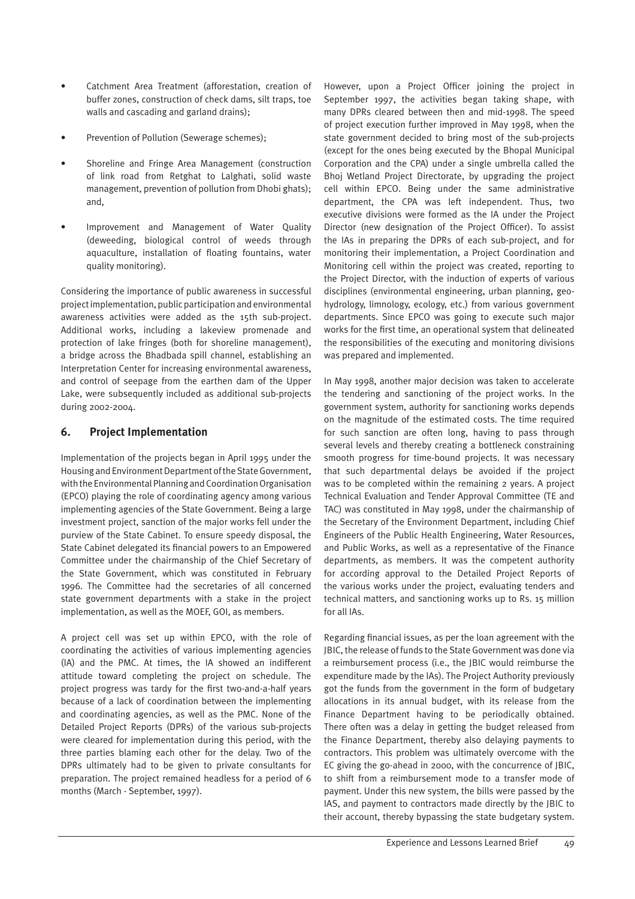- Catchment Area Treatment (afforestation, creation of buffer zones, construction of check dams, silt traps, toe walls and cascading and garland drains);
- Prevention of Pollution (Sewerage schemes);
- Shoreline and Fringe Area Management (construction of link road from Retghat to Lalghati, solid waste management, prevention of pollution from Dhobi ghats); and,
- Improvement and Management of Water Quality (deweeding, biological control of weeds through aquaculture, installation of floating fountains, water quality monitoring).

Considering the importance of public awareness in successful project implementation, public participation and environmental awareness activities were added as the 15th sub-project. Additional works, including a lakeview promenade and protection of lake fringes (both for shoreline management), a bridge across the Bhadbada spill channel, establishing an Interpretation Center for increasing environmental awareness, and control of seepage from the earthen dam of the Upper Lake, were subsequently included as additional sub-projects during 2002-2004.

## 6. Project Implementation

Implementation of the projects began in April 1995 under the Housing and Environment Department of the State Government, with the Environmental Planning and Coordination Organisation (EPCO) playing the role of coordinating agency among various implementing agencies of the State Government. Being a large investment project, sanction of the major works fell under the purview of the State Cabinet. To ensure speedy disposal, the State Cabinet delegated its financial powers to an Empowered Committee under the chairmanship of the Chief Secretary of the State Government, which was constituted in February 1996. The Committee had the secretaries of all concerned state government departments with a stake in the project implementation, as well as the MOEF, GOI, as members.

A project cell was set up within EPCO, with the role of coordinating the activities of various implementing agencies (IA) and the PMC. At times, the IA showed an indifferent attitude toward completing the project on schedule. The project progress was tardy for the first two-and-a-half years because of a lack of coordination between the implementing and coordinating agencies, as well as the PMC. None of the Detailed Project Reports (DPRs) of the various sub-projects were cleared for implementation during this period, with the three parties blaming each other for the delay. Two of the DPRs ultimately had to be given to private consultants for preparation. The project remained headless for a period of 6 months (March - September, 1997).

However, upon a Project Officer joining the project in September 1997, the activities began taking shape, with many DPRs cleared between then and mid-1998. The speed of project execution further improved in May 1998, when the state government decided to bring most of the sub-projects (except for the ones being executed by the Bhopal Municipal Corporation and the CPA) under a single umbrella called the Bhoj Wetland Project Directorate, by upgrading the project cell within EPCO. Being under the same administrative department, the CPA was left independent. Thus, two executive divisions were formed as the IA under the Project Director (new designation of the Project Officer). To assist the IAs in preparing the DPRs of each sub-project, and for monitoring their implementation, a Project Coordination and Monitoring cell within the project was created, reporting to the Project Director, with the induction of experts of various disciplines (environmental engineering, urban planning, geo-hydrology, limnology, ecology, etc.) from various government departments. Since EPCO was going to execute such major works for the first time, an operational system that delineated the responsibilities of the executing and monitoring divisions was prepared and implemented.

In May 1998, another major decision was taken to accelerate the tendering and sanctioning of the project works. In the government system, authority for sanctioning works depends on the magnitude of the estimated costs. The time required for such sanction are often long, having to pass through several levels and thereby creating a bottleneck constraining smooth progress for time-bound projects. It was necessary that such departmental delays be avoided if the project was to be completed within the remaining 2 years. A project Technical Evaluation and Tender Approval Committee (TE and TAC) was constituted in May 1998, under the chairmanship of the Secretary of the Environment Department, including Chief Engineers of the Public Health Engineering, Water Resources, and Public Works, as well as a representative of the Finance departments, as members. It was the competent authority for according approval to the Detailed Project Reports of the various works under the project, evaluating tenders and technical matters, and sanctioning works up to Rs. 15 million for all IAs.

Regarding financial issues, as per the loan agreement with the JBIC, the release of funds to the State Government was done via a reimbursement process (i.e., the JBIC would reimburse the expenditure made by the IAs). The Project Authority previously got the funds from the government in the form of budgetary allocations in its annual budget, with its release from the Finance Department having to be periodically obtained. There often was a delay in getting the budget released from the Finance Department, thereby also delaying payments to contractors. This problem was ultimately overcome with the EC giving the go-ahead in 2000, with the concurrence of JBIC, to shift from a reimbursement mode to a transfer mode of payment. Under this new system, the bills were passed by the IAS, and payment to contractors made directly by the JBIC to their account, thereby bypassing the state budgetary system.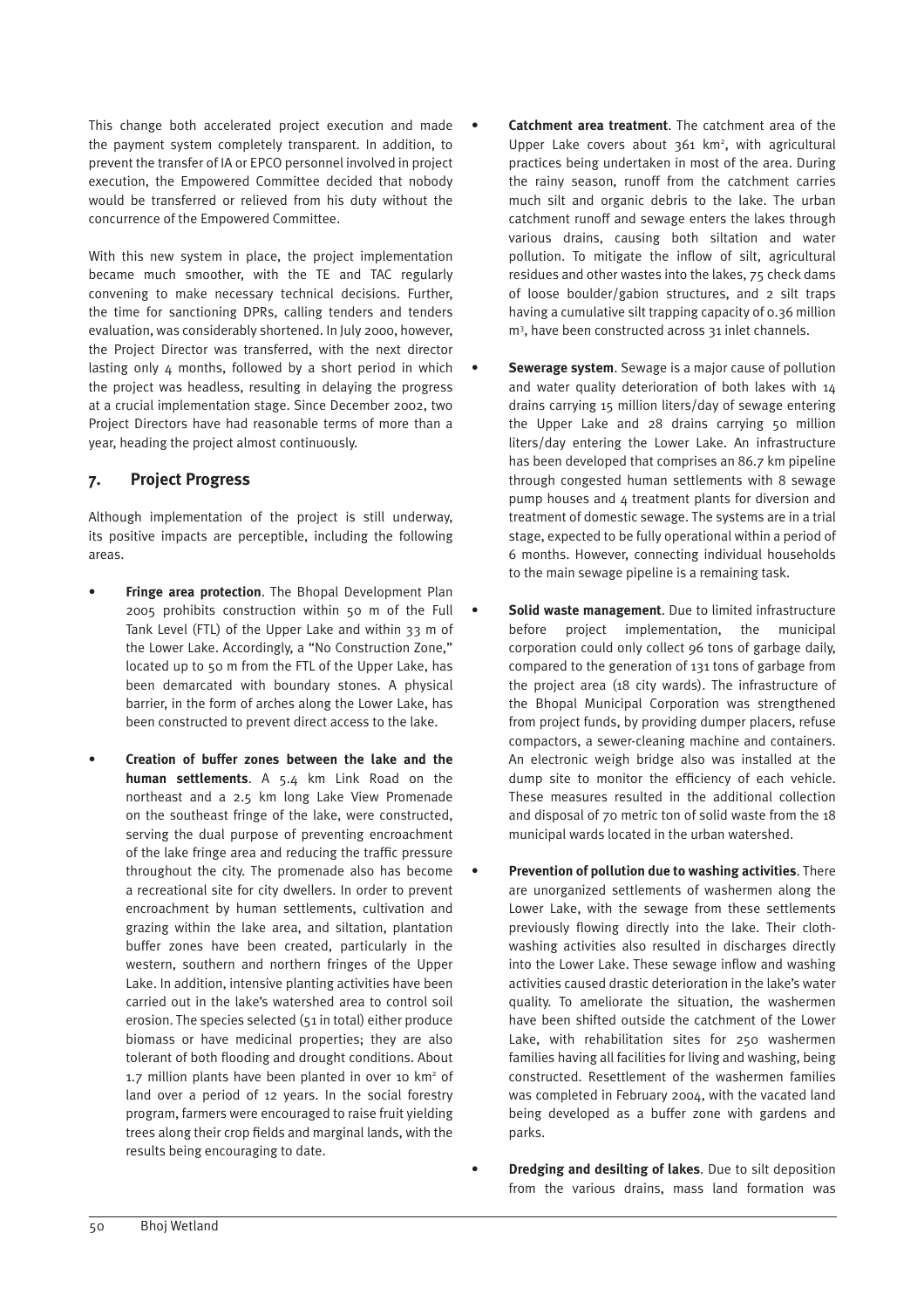This change both accelerated project execution and made the payment system completely transparent. In addition, to prevent the transfer of IA or EPCO personnel involved in project execution, the Empowered Committee decided that nobody would be transferred or relieved from his duty without the concurrence of the Empowered Committee.

With this new system in place, the project implementation became much smoother, with the TE and TAC regularly convening to make necessary technical decisions. Further, the time for sanctioning DPRs, calling tenders and tenders evaluation, was considerably shortened. In July 2000, however, the Project Director was transferred, with the next director lasting only 4 months, followed by a short period in which the project was headless, resulting in delaying the progress at a crucial implementation stage. Since December 2002, two Project Directors have had reasonable terms of more than a year, heading the project almost continuously.

## 7. Project Progress

Although implementation of the project is still underway, its positive impacts are perceptible, including the following areas.

- **Fringe area protection**. The Bhopal Development Plan 2005 prohibits construction within 50 m of the Full Tank Level (FTL) of the Upper Lake and within 33 m of the Lower Lake. Accordingly, a "No Construction Zone," located up to 50 m from the FTL of the Upper Lake, has been demarcated with boundary stones. A physical barrier, in the form of arches along the Lower Lake, has been constructed to prevent direct access to the lake.
- **Creation of buffer zones between the lake and the human settlements**. A 5.4 km Link Road on the northeast and a 2.5 km long Lake View Promenade on the southeast fringe of the lake, were constructed, serving the dual purpose of preventing encroachment of the lake fringe area and reducing the traffic pressure throughout the city. The promenade also has become a recreational site for city dwellers. In order to prevent encroachment by human settlements, cultivation and grazing within the lake area, and siltation, plantation buffer zones have been created, particularly in the western, southern and northern fringes of the Upper Lake. In addition, intensive planting activities have been carried out in the lake's watershed area to control soil erosion. The species selected (51 in total) either produce biomass or have medicinal properties; they are also tolerant of both flooding and drought conditions. About 1.7 million plants have been planted in over 10 km$^2$ of land over a period of 12 years. In the social forestry program, farmers were encouraged to raise fruit yielding trees along their crop fields and marginal lands, with the results being encouraging to date.
- **Catchment area treatment**. The catchment area of the Upper Lake covers about 361 km$^2$, with agricultural practices being undertaken in most of the area. During the rainy season, runoff from the catchment carries much silt and organic debris to the lake. The urban catchment runoff and sewage enters the lakes through various drains, causing both siltation and water pollution. To mitigate the inflow of silt, agricultural residues and other wastes into the lakes, 75 check dams of loose boulder/gabion structures, and 2 silt traps having a cumulative silt trapping capacity of 0.36 million m$^3$, have been constructed across 31 inlet channels.
- **Sewerage system**. Sewage is a major cause of pollution and water quality deterioration of both lakes with 14 drains carrying 15 million liters/day of sewage entering the Upper Lake and 28 drains carrying 50 million liters/day entering the Lower Lake. An infrastructure has been developed that comprises an 86.7 km pipeline through congested human settlements with 8 sewage pump houses and 4 treatment plants for diversion and treatment of domestic sewage. The systems are in a trial stage, expected to be fully operational within a period of 6 months. However, connecting individual households to the main sewage pipeline is a remaining task.
- **Solid waste management**. Due to limited infrastructure before project implementation, the municipal corporation could only collect 96 tons of garbage daily, compared to the generation of 131 tons of garbage from the project area (18 city wards). The infrastructure of the Bhopal Municipal Corporation was strengthened from project funds, by providing dumper placers, refuse compactors, a sewer-cleaning machine and containers. An electronic weigh bridge also was installed at the dump site to monitor the efficiency of each vehicle. These measures resulted in the additional collection and disposal of 70 metric ton of solid waste from the 18 municipal wards located in the urban watershed.
- **Prevention of pollution due to washing activities**. There are unorganized settlements of washermen along the Lower Lake, with the sewage from these settlements previously flowing directly into the lake. Their cloth-washing activities also resulted in discharges directly into the Lower Lake. These sewage inflow and washing activities caused drastic deterioration in the lake's water quality. To ameliorate the situation, the washermen have been shifted outside the catchment of the Lower Lake, with rehabilitation sites for 250 washermen families having all facilities for living and washing, being constructed. Resettlement of the washermen families was completed in February 2004, with the vacated land being developed as a buffer zone with gardens and parks.
- **Dredging and desilting of lakes**. Due to silt deposition from the various drains, mass land formation was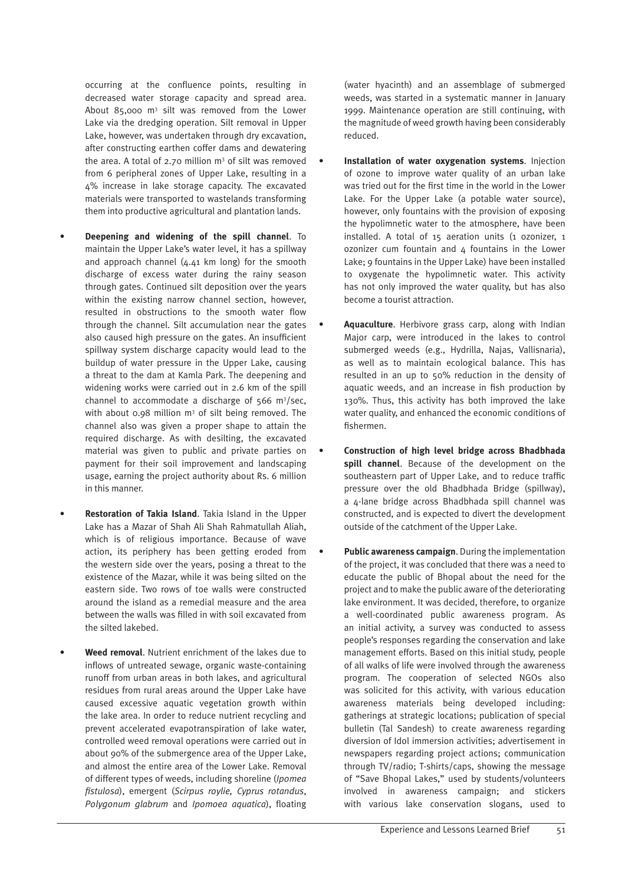occurring at the confluence points, resulting in decreased water storage capacity and spread area. About 85,000 $m^3$ silt was removed from the Lower Lake via the dredging operation. Silt removal in Upper Lake, however, was undertaken through dry excavation, after constructing earthen coffer dams and dewatering the area. A total of 2.70 million $m^3$ of silt was removed from 6 peripheral zones of Upper Lake, resulting in a 4% increase in lake storage capacity. The excavated materials were transported to wastelands transforming them into productive agricultural and plantation lands.

- **Deepening and widening of the spill channel**. To maintain the Upper Lake's water level, it has a spillway and approach channel (4.41 km long) for the smooth discharge of excess water during the rainy season through gates. Continued silt deposition over the years within the existing narrow channel section, however, resulted in obstructions to the smooth water flow through the channel. Silt accumulation near the gates also caused high pressure on the gates. An insufficient spillway system discharge capacity would lead to the buildup of water pressure in the Upper Lake, causing a threat to the dam at Kamla Park. The deepening and widening works were carried out in 2.6 km of the spill channel to accommodate a discharge of 566 $m^3$/sec, with about 0.98 million $m^3$ of silt being removed. The channel also was given a proper shape to attain the required discharge. As with desilting, the excavated material was given to public and private parties on payment for their soil improvement and landscaping usage, earning the project authority about Rs. 6 million in this manner.

- **Restoration of Takia Island**. Takia Island in the Upper Lake has a Mazar of Shah Ali Shah Rahmatullah Aliah, which is of religious importance. Because of wave action, its periphery has been getting eroded from the western side over the years, posing a threat to the existence of the Mazar, while it was being silted on the eastern side. Two rows of toe walls were constructed around the island as a remedial measure and the area between the walls was filled in with soil excavated from the silted lakebed.

- **Weed removal**. Nutrient enrichment of the lakes due to inflows of untreated sewage, organic waste-containing runoff from urban areas in both lakes, and agricultural residues from rural areas around the Upper Lake have caused excessive aquatic vegetation growth within the lake area. In order to reduce nutrient recycling and prevent accelerated evapotranspiration of lake water, controlled weed removal operations were carried out in about 90% of the submergence area of the Upper Lake, and almost the entire area of the Lower Lake. Removal of different types of weeds, including shoreline (*Ipomea fistulosa*), emergent (*Scirpus roylie, Cyprus rotandus*, *Polygonum glabrum* and *Ipomoea aquatica*), floating (water hyacinth) and an assemblage of submerged weeds, was started in a systematic manner in January 1999. Maintenance operation are still continuing, with the magnitude of weed growth having been considerably reduced.

- **Installation of water oxygenation systems**. Injection of ozone to improve water quality of an urban lake was tried out for the first time in the world in the Lower Lake. For the Upper Lake (a potable water source), however, only fountains with the provision of exposing the hypolimnetic water to the atmosphere, have been installed. A total of 15 aeration units (1 ozonizer, 1 ozonizer cum fountain and 4 fountains in the Lower Lake; 9 fountains in the Upper Lake) have been installed to oxygenate the hypolimnetic water. This activity has not only improved the water quality, but has also become a tourist attraction.

- **Aquaculture**. Herbivore grass carp, along with Indian Major carp, were introduced in the lakes to control submerged weeds (e.g., Hydrilla, Najas, Vallisnaria), as well as to maintain ecological balance. This has resulted in an up to 50% reduction in the density of aquatic weeds, and an increase in fish production by 130%. Thus, this activity has both improved the lake water quality, and enhanced the economic conditions of fishermen.

- **Construction of high level bridge across Bhadbhada spill channel**. Because of the development on the southeastern part of Upper Lake, and to reduce traffic pressure over the old Bhadbhada Bridge (spillway), a 4-lane bridge across Bhadbhada spill channel was constructed, and is expected to divert the development outside of the catchment of the Upper Lake.

- **Public awareness campaign**. During the implementation of the project, it was concluded that there was a need to educate the public of Bhopal about the need for the project and to make the public aware of the deteriorating lake environment. It was decided, therefore, to organize a well-coordinated public awareness program. As an initial activity, a survey was conducted to assess people's responses regarding the conservation and lake management efforts. Based on this initial study, people of all walks of life were involved through the awareness program. The cooperation of selected NGOs also was solicited for this activity, with various education awareness materials being developed including: gatherings at strategic locations; publication of special bulletin (Tal Sandesh) to create awareness regarding diversion of Idol immersion activities; advertisement in newspapers regarding project actions; communication through TV/radio; T-shirts/caps, showing the message of "Save Bhopal Lakes," used by students/volunteers involved in awareness campaign; and stickers with various lake conservation slogans, used to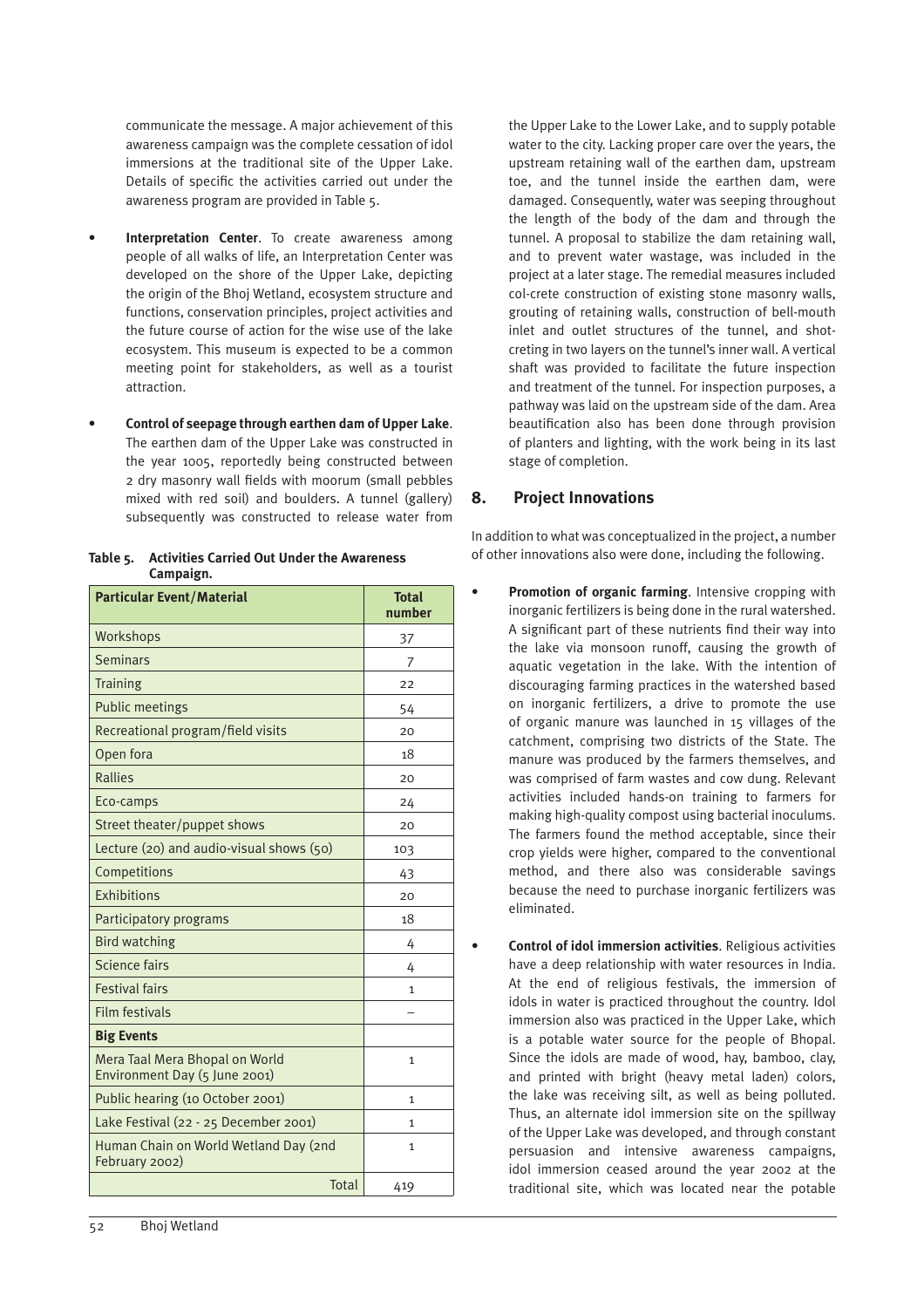communicate the message. A major achievement of this awareness campaign was the complete cessation of idol immersions at the traditional site of the Upper Lake. Details of specific the activities carried out under the awareness program are provided in Table 5.

- **Interpretation Center**. To create awareness among people of all walks of life, an Interpretation Center was developed on the shore of the Upper Lake, depicting the origin of the Bhoj Wetland, ecosystem structure and functions, conservation principles, project activities and the future course of action for the wise use of the lake ecosystem. This museum is expected to be a common meeting point for stakeholders, as well as a tourist attraction.

- **Control of seepage through earthen dam of Upper Lake**. The earthen dam of the Upper Lake was constructed in the year 1005, reportedly being constructed between 2 dry masonry wall fields with moorum (small pebbles mixed with red soil) and boulders. A tunnel (gallery) subsequently was constructed to release water from the Upper Lake to the Lower Lake, and to supply potable water to the city. Lacking proper care over the years, the upstream retaining wall of the earthen dam, upstream toe, and the tunnel inside the earthen dam, were damaged. Consequently, water was seeping throughout the length of the body of the dam and through the tunnel. A proposal to stabilize the dam retaining wall, and to prevent water wastage, was included in the project at a later stage. The remedial measures included col-crete construction of existing stone masonry walls, grouting of retaining walls, construction of bell-mouth inlet and outlet structures of the tunnel, and shot-creting in two layers on the tunnel's inner wall. A vertical shaft was provided to facilitate the future inspection and treatment of the tunnel. For inspection purposes, a pathway was laid on the upstream side of the dam. Area beautification also has been done through provision of planters and lighting, with the work being in its last stage of completion.

**Table 5. Activities Carried Out Under the Awareness Campaign.**

| Particular Event/Material | Total number |
|---|---|
| Workshops | 37 |
| Seminars | 7 |
| Training | 22 |
| Public meetings | 54 |
| Recreational program/field visits | 20 |
| Open fora | 18 |
| Rallies | 20 |
| Eco-camps | 24 |
| Street theater/puppet shows | 20 |
| Lecture (20) and audio-visual shows (50) | 103 |
| Competitions | 43 |
| Exhibitions | 20 |
| Participatory programs | 18 |
| Bird watching | 4 |
| Science fairs | 4 |
| Festival fairs | 1 |
| Film festivals | – |
| **Big Events** | |
| Mera Taal Mera Bhopal on World Environment Day (5 June 2001) | 1 |
| Public hearing (10 October 2001) | 1 |
| Lake Festival (22 - 25 December 2001) | 1 |
| Human Chain on World Wetland Day (2nd February 2002) | 1 |
| Total | 419 |

## 8. Project Innovations

In addition to what was conceptualized in the project, a number of other innovations also were done, including the following.

- **Promotion of organic farming**. Intensive cropping with inorganic fertilizers is being done in the rural watershed. A significant part of these nutrients find their way into the lake via monsoon runoff, causing the growth of aquatic vegetation in the lake. With the intention of discouraging farming practices in the watershed based on inorganic fertilizers, a drive to promote the use of organic manure was launched in 15 villages of the catchment, comprising two districts of the State. The manure was produced by the farmers themselves, and was comprised of farm wastes and cow dung. Relevant activities included hands-on training to farmers for making high-quality compost using bacterial inoculums. The farmers found the method acceptable, since their crop yields were higher, compared to the conventional method, and there also was considerable savings because the need to purchase inorganic fertilizers was eliminated.

- **Control of idol immersion activities**. Religious activities have a deep relationship with water resources in India. At the end of religious festivals, the immersion of idols in water is practiced throughout the country. Idol immersion also was practiced in the Upper Lake, which is a potable water source for the people of Bhopal. Since the idols are made of wood, hay, bamboo, clay, and printed with bright (heavy metal laden) colors, the lake was receiving silt, as well as being polluted. Thus, an alternate idol immersion site on the spillway of the Upper Lake was developed, and through constant persuasion and intensive awareness campaigns, idol immersion ceased around the year 2002 at the traditional site, which was located near the potable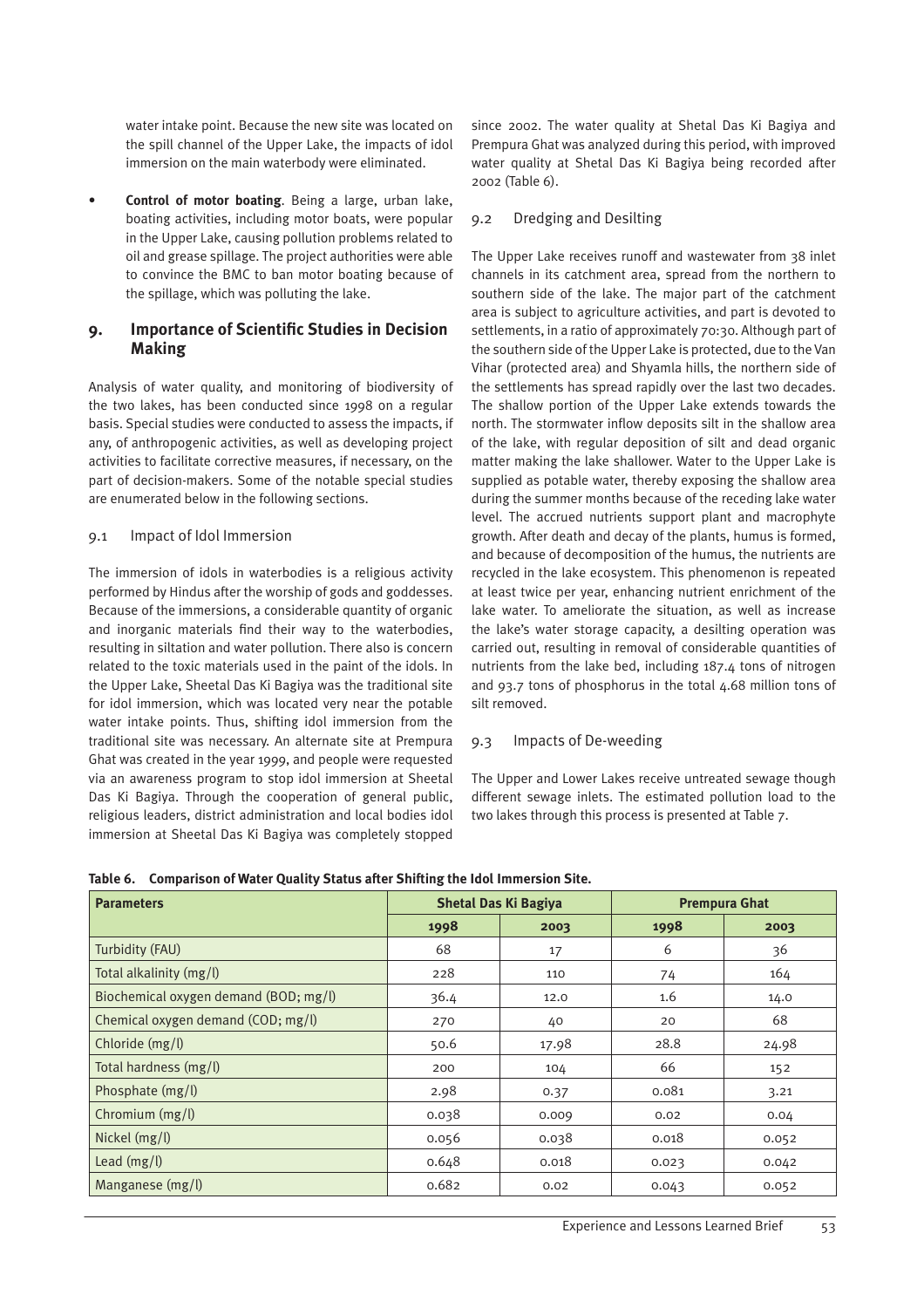water intake point. Because the new site was located on the spill channel of the Upper Lake, the impacts of idol immersion on the main waterbody were eliminated.

- **Control of motor boating**. Being a large, urban lake, boating activities, including motor boats, were popular in the Upper Lake, causing pollution problems related to oil and grease spillage. The project authorities were able to convince the BMC to ban motor boating because of the spillage, which was polluting the lake.

## 9. Importance of Scientific Studies in Decision Making

Analysis of water quality, and monitoring of biodiversity of the two lakes, has been conducted since 1998 on a regular basis. Special studies were conducted to assess the impacts, if any, of anthropogenic activities, as well as developing project activities to facilitate corrective measures, if necessary, on the part of decision-makers. Some of the notable special studies are enumerated below in the following sections.

### 9.1 Impact of Idol Immersion

The immersion of idols in waterbodies is a religious activity performed by Hindus after the worship of gods and goddesses. Because of the immersions, a considerable quantity of organic and inorganic materials find their way to the waterbodies, resulting in siltation and water pollution. There also is concern related to the toxic materials used in the paint of the idols. In the Upper Lake, Sheetal Das Ki Bagiya was the traditional site for idol immersion, which was located very near the potable water intake points. Thus, shifting idol immersion from the traditional site was necessary. An alternate site at Prempura Ghat was created in the year 1999, and people were requested via an awareness program to stop idol immersion at Sheetal Das Ki Bagiya. Through the cooperation of general public, religious leaders, district administration and local bodies idol immersion at Sheetal Das Ki Bagiya was completely stopped since 2002. The water quality at Shetal Das Ki Bagiya and Prempura Ghat was analyzed during this period, with improved water quality at Shetal Das Ki Bagiya being recorded after 2002 (Table 6).

### 9.2 Dredging and Desilting

The Upper Lake receives runoff and wastewater from 38 inlet channels in its catchment area, spread from the northern to southern side of the lake. The major part of the catchment area is subject to agriculture activities, and part is devoted to settlements, in a ratio of approximately 70:30. Although part of the southern side of the Upper Lake is protected, due to the Van Vihar (protected area) and Shyamla hills, the northern side of the settlements has spread rapidly over the last two decades. The shallow portion of the Upper Lake extends towards the north. The stormwater inflow deposits silt in the shallow area of the lake, with regular deposition of silt and dead organic matter making the lake shallower. Water to the Upper Lake is supplied as potable water, thereby exposing the shallow area during the summer months because of the receding lake water level. The accrued nutrients support plant and macrophyte growth. After death and decay of the plants, humus is formed, and because of decomposition of the humus, the nutrients are recycled in the lake ecosystem. This phenomenon is repeated at least twice per year, enhancing nutrient enrichment of the lake water. To ameliorate the situation, as well as increase the lake's water storage capacity, a desilting operation was carried out, resulting in removal of considerable quantities of nutrients from the lake bed, including 187.4 tons of nitrogen and 93.7 tons of phosphorus in the total 4.68 million tons of silt removed.

### 9.3 Impacts of De-weeding

The Upper and Lower Lakes receive untreated sewage though different sewage inlets. The estimated pollution load to the two lakes through this process is presented at Table 7.

**Table 6. Comparison of Water Quality Status after Shifting the Idol Immersion Site.**

| Parameters | Shetal Das Ki Bagiya | | Prempura Ghat | |
|---|---|---|---|---|
| | 1998 | 2003 | 1998 | 2003 |
| Turbidity (FAU) | 68 | 17 | 6 | 36 |
| Total alkalinity (mg/l) | 228 | 110 | 74 | 164 |
| Biochemical oxygen demand (BOD; mg/l) | 36.4 | 12.0 | 1.6 | 14.0 |
| Chemical oxygen demand (COD; mg/l) | 270 | 40 | 20 | 68 |
| Chloride (mg/l) | 50.6 | 17.98 | 28.8 | 24.98 |
| Total hardness (mg/l) | 200 | 104 | 66 | 152 |
| Phosphate (mg/l) | 2.98 | 0.37 | 0.081 | 3.21 |
| Chromium (mg/l) | 0.038 | 0.009 | 0.02 | 0.04 |
| Nickel (mg/l) | 0.056 | 0.038 | 0.018 | 0.052 |
| Lead (mg/l) | 0.648 | 0.018 | 0.023 | 0.042 |
| Manganese (mg/l) | 0.682 | 0.02 | 0.043 | 0.052 |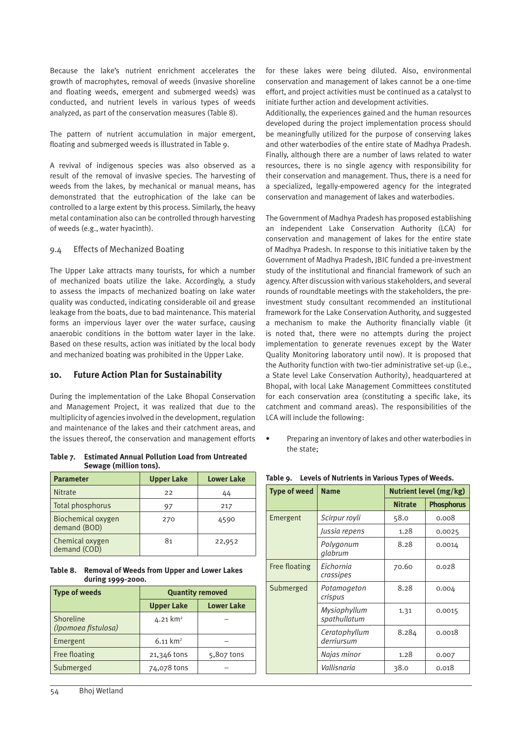Because the lake's nutrient enrichment accelerates the growth of macrophytes, removal of weeds (invasive shoreline and floating weeds, emergent and submerged weeds) was conducted, and nutrient levels in various types of weeds analyzed, as part of the conservation measures (Table 8).

The pattern of nutrient accumulation in major emergent, floating and submerged weeds is illustrated in Table 9.

A revival of indigenous species was also observed as a result of the removal of invasive species. The harvesting of weeds from the lakes, by mechanical or manual means, has demonstrated that the eutrophication of the lake can be controlled to a large extent by this process. Similarly, the heavy metal contamination also can be controlled through harvesting of weeds (e.g., water hyacinth).

### 9.4 Effects of Mechanized Boating

The Upper Lake attracts many tourists, for which a number of mechanized boats utilize the lake. Accordingly, a study to assess the impacts of mechanized boating on lake water quality was conducted, indicating considerable oil and grease leakage from the boats, due to bad maintenance. This material forms an impervious layer over the water surface, causing anaerobic conditions in the bottom water layer in the lake. Based on these results, action was initiated by the local body and mechanized boating was prohibited in the Upper Lake.

## 10. Future Action Plan for Sustainability

During the implementation of the Lake Bhopal Conservation and Management Project, it was realized that due to the multiplicity of agencies involved in the development, regulation and maintenance of the lakes and their catchment areas, and the issues thereof, the conservation and management efforts for these lakes were being diluted. Also, environmental conservation and management of lakes cannot be a one-time effort, and project activities must be continued as a catalyst to initiate further action and development activities.

Additionally, the experiences gained and the human resources developed during the project implementation process should be meaningfully utilized for the purpose of conserving lakes and other waterbodies of the entire state of Madhya Pradesh. Finally, although there are a number of laws related to water resources, there is no single agency with responsibility for their conservation and management. Thus, there is a need for a specialized, legally-empowered agency for the integrated conservation and management of lakes and waterbodies.

The Government of Madhya Pradesh has proposed establishing an independent Lake Conservation Authority (LCA) for conservation and management of lakes for the entire state of Madhya Pradesh. In response to this initiative taken by the Government of Madhya Pradesh, JBIC funded a pre-investment study of the institutional and financial framework of such an agency. After discussion with various stakeholders, and several rounds of roundtable meetings with the stakeholders, the pre-investment study consultant recommended an institutional framework for the Lake Conservation Authority, and suggested a mechanism to make the Authority financially viable (it is noted that, there were no attempts during the project implementation to generate revenues except by the Water Quality Monitoring laboratory until now). It is proposed that the Authority function with two-tier administrative set-up (i.e., a State level Lake Conservation Authority), headquartered at Bhopal, with local Lake Management Committees constituted for each conservation area (constituting a specific lake, its catchment and command areas). The responsibilities of the LCA will include the following:

- Preparing an inventory of lakes and other waterbodies in the state;

**Table 7. Estimated Annual Pollution Load from Untreated Sewage (million tons).**

| Parameter | Upper Lake | Lower Lake |
|---|---|---|
| Nitrate | 22 | 44 |
| Total phosphorus | 97 | 217 |
| Biochemical oxygen demand (BOD) | 270 | 4590 |
| Chemical oxygen demand (COD) | 81 | 22,952 |

**Table 8. Removal of Weeds from Upper and Lower Lakes during 1999-2000.**

| Type of weeds | Quantity removed | |
|---|---|---|
| | Upper Lake | Lower Lake |
| Shoreline *(Ipomoea fistulosa)* | 4.21 $km^2$ | – |
| Emergent | 6.11 $km^2$ | – |
| Free floating | 21,346 tons | 5,807 tons |
| Submerged | 74,078 tons | – |

**Table 9. Levels of Nutrients in Various Types of Weeds.**

| Type of weed | Name | Nutrient level (mg/kg) | |
|---|---|---|---|
| | | Nitrate | Phosphorus |
| Emergent | *Scirpur royli* | 58.0 | 0.008 |
| | *Jussia repens* | 1.28 | 0.0025 |
| | *Polygonum glabrum* | 8.28 | 0.0014 |
| Free floating | *Eichornia crassipes* | 70.60 | 0.028 |
| Submerged | *Potamogeton crispus* | 8.28 | 0.004 |
| | *Mysiophyllum spathullatum* | 1.31 | 0.0015 |
| | *Ceratophyllum derriursum* | 8.284 | 0.0018 |
| | *Najas minor* | 1.28 | 0.007 |
| | *Vallisnaria* | 38.0 | 0.018 |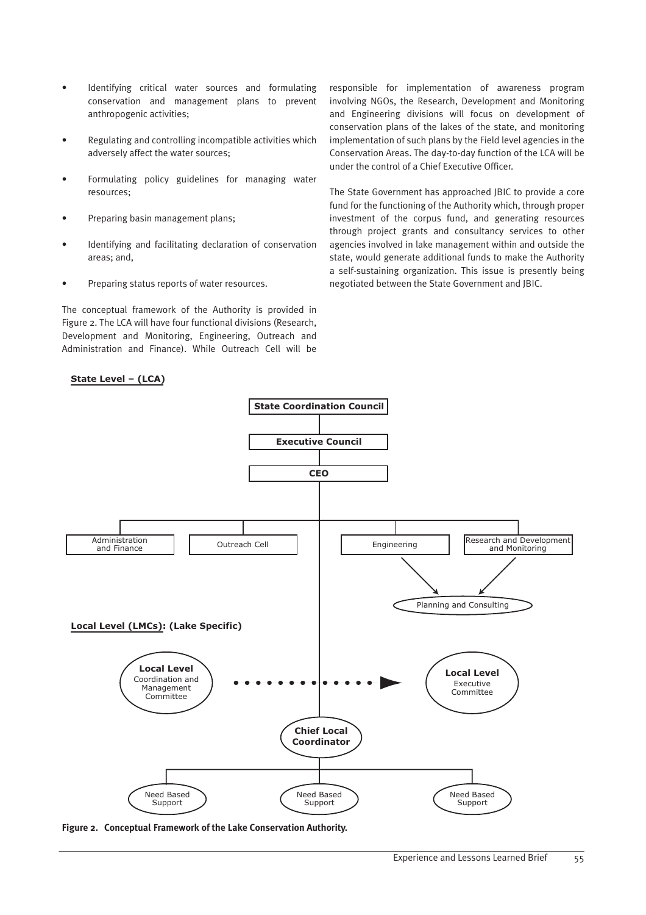- Identifying critical water sources and formulating conservation and management plans to prevent anthropogenic activities;
- Regulating and controlling incompatible activities which adversely affect the water sources;
- Formulating policy guidelines for managing water resources;
- Preparing basin management plans;
- Identifying and facilitating declaration of conservation areas; and,
- Preparing status reports of water resources.

The conceptual framework of the Authority is provided in Figure 2. The LCA will have four functional divisions (Research, Development and Monitoring, Engineering, Outreach and Administration and Finance). While Outreach Cell will be responsible for implementation of awareness program involving NGOs, the Research, Development and Monitoring and Engineering divisions will focus on development of conservation plans of the lakes of the state, and monitoring implementation of such plans by the Field level agencies in the Conservation Areas. The day-to-day function of the LCA will be under the control of a Chief Executive Officer.

The State Government has approached JBIC to provide a core fund for the functioning of the Authority which, through proper investment of the corpus fund, and generating resources through project grants and consultancy services to other agencies involved in lake management within and outside the state, would generate additional funds to make the Authority a self-sustaining organization. This issue is presently being negotiated between the State Government and JBIC.

**State Level – (LCA)**

State Coordination Council
Executive Council
CEO

Administration and Finance | Outreach Cell | Engineering | Research and Development and Monitoring

Planning and Consulting

**Local Level (LMCs): (Lake Specific)**

Local Level Coordination and Management Committee → Local Level Executive Committee

Chief Local Coordinator

Need Based Support | Need Based Support | Need Based Support

**Figure 2. Conceptual Framework of the Lake Conservation Authority.**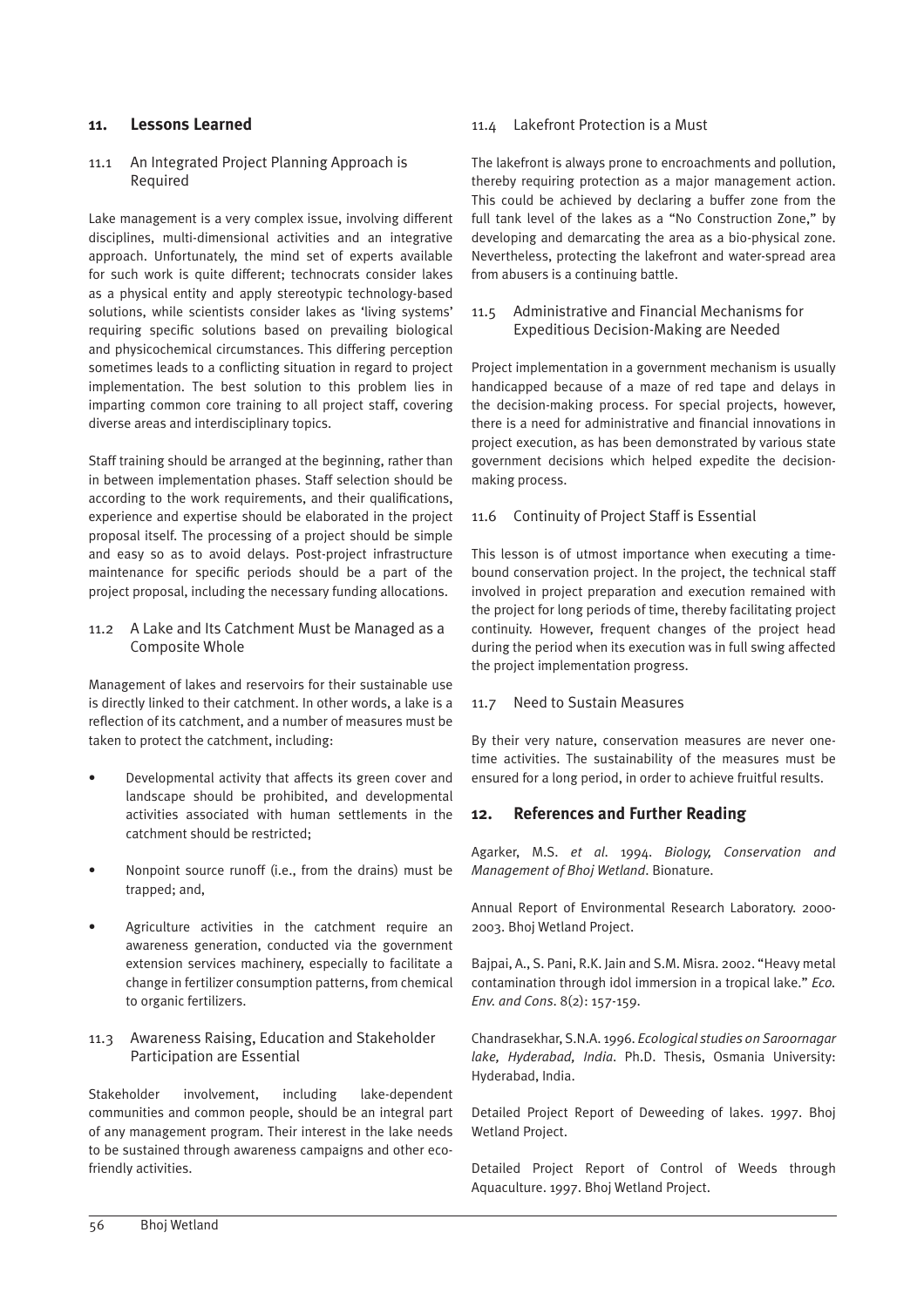## 11. Lessons Learned

### 11.1 An Integrated Project Planning Approach is Required

Lake management is a very complex issue, involving different disciplines, multi-dimensional activities and an integrative approach. Unfortunately, the mind set of experts available for such work is quite different; technocrats consider lakes as a physical entity and apply stereotypic technology-based solutions, while scientists consider lakes as 'living systems' requiring specific solutions based on prevailing biological and physicochemical circumstances. This differing perception sometimes leads to a conflicting situation in regard to project implementation. The best solution to this problem lies in imparting common core training to all project staff, covering diverse areas and interdisciplinary topics.

Staff training should be arranged at the beginning, rather than in between implementation phases. Staff selection should be according to the work requirements, and their qualifications, experience and expertise should be elaborated in the project proposal itself. The processing of a project should be simple and easy so as to avoid delays. Post-project infrastructure maintenance for specific periods should be a part of the project proposal, including the necessary funding allocations.

### 11.2 A Lake and Its Catchment Must be Managed as a Composite Whole

Management of lakes and reservoirs for their sustainable use is directly linked to their catchment. In other words, a lake is a reflection of its catchment, and a number of measures must be taken to protect the catchment, including:

- Developmental activity that affects its green cover and landscape should be prohibited, and developmental activities associated with human settlements in the catchment should be restricted;
- Nonpoint source runoff (i.e., from the drains) must be trapped; and,
- Agriculture activities in the catchment require an awareness generation, conducted via the government extension services machinery, especially to facilitate a change in fertilizer consumption patterns, from chemical to organic fertilizers.

### 11.3 Awareness Raising, Education and Stakeholder Participation are Essential

Stakeholder involvement, including lake-dependent communities and common people, should be an integral part of any management program. Their interest in the lake needs to be sustained through awareness campaigns and other eco-friendly activities.

### 11.4 Lakefront Protection is a Must

The lakefront is always prone to encroachments and pollution, thereby requiring protection as a major management action. This could be achieved by declaring a buffer zone from the full tank level of the lakes as a "No Construction Zone," by developing and demarcating the area as a bio-physical zone. Nevertheless, protecting the lakefront and water-spread area from abusers is a continuing battle.

### 11.5 Administrative and Financial Mechanisms for Expeditious Decision-Making are Needed

Project implementation in a government mechanism is usually handicapped because of a maze of red tape and delays in the decision-making process. For special projects, however, there is a need for administrative and financial innovations in project execution, as has been demonstrated by various state government decisions which helped expedite the decision-making process.

### 11.6 Continuity of Project Staff is Essential

This lesson is of utmost importance when executing a time-bound conservation project. In the project, the technical staff involved in project preparation and execution remained with the project for long periods of time, thereby facilitating project continuity. However, frequent changes of the project head during the period when its execution was in full swing affected the project implementation progress.

### 11.7 Need to Sustain Measures

By their very nature, conservation measures are never one-time activities. The sustainability of the measures must be ensured for a long period, in order to achieve fruitful results.

## 12. References and Further Reading

Agarker, M.S. *et al.* 1994. *Biology, Conservation and Management of Bhoj Wetland*. Bionature.

Annual Report of Environmental Research Laboratory. 2000-2003. Bhoj Wetland Project.

Bajpai, A., S. Pani, R.K. Jain and S.M. Misra. 2002. "Heavy metal contamination through idol immersion in a tropical lake." *Eco. Env. and Cons.* 8(2): 157-159.

Chandrasekhar, S.N.A. 1996. *Ecological studies on Saroornagar lake, Hyderabad, India*. Ph.D. Thesis, Osmania University: Hyderabad, India.

Detailed Project Report of Deweeding of lakes. 1997. Bhoj Wetland Project.

Detailed Project Report of Control of Weeds through Aquaculture. 1997. Bhoj Wetland Project.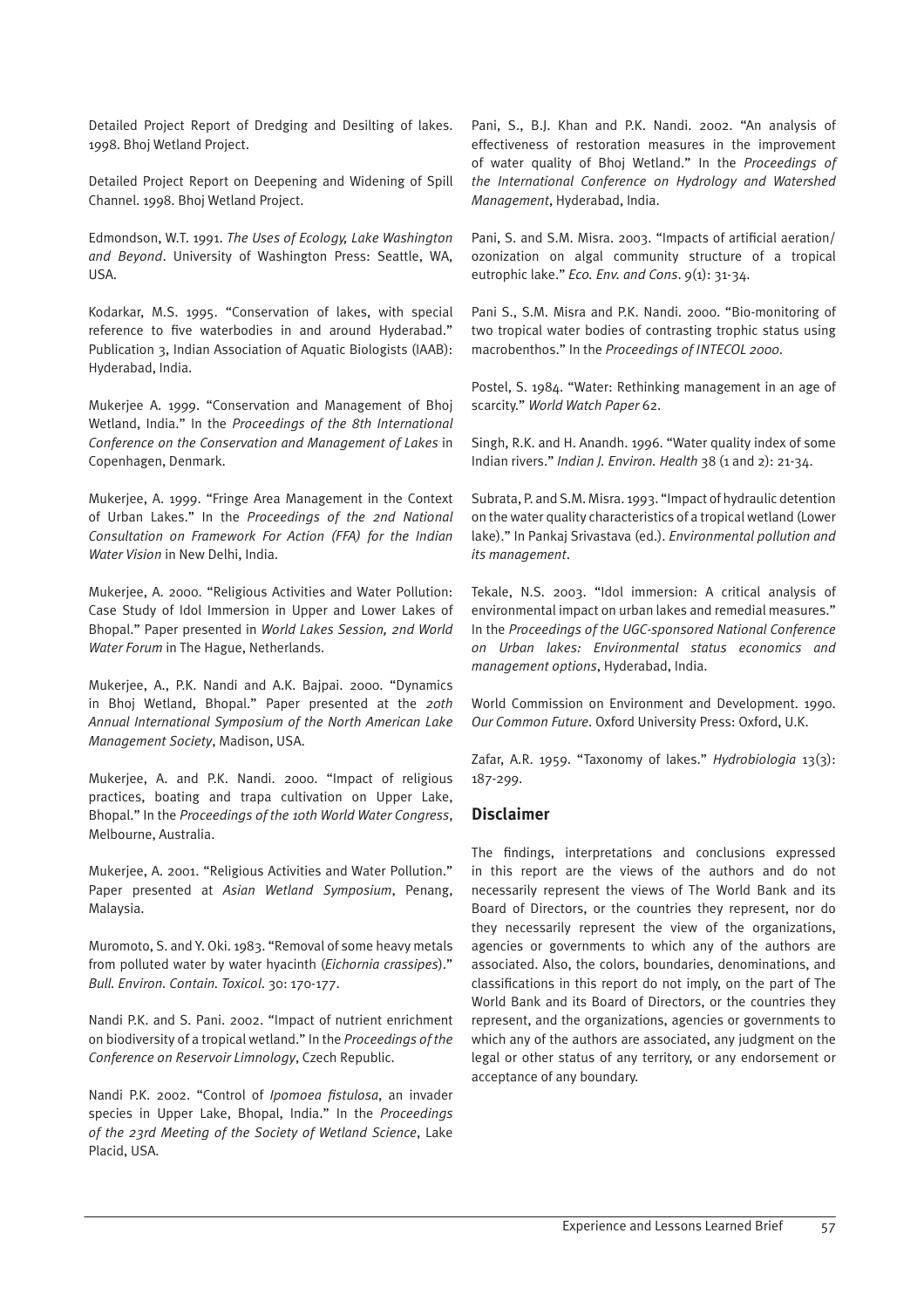Detailed Project Report of Dredging and Desilting of lakes. 1998. Bhoj Wetland Project.

Detailed Project Report on Deepening and Widening of Spill Channel. 1998. Bhoj Wetland Project.

Edmondson, W.T. 1991. *The Uses of Ecology, Lake Washington and Beyond*. University of Washington Press: Seattle, WA, USA.

Kodarkar, M.S. 1995. "Conservation of lakes, with special reference to five waterbodies in and around Hyderabad." Publication 3, Indian Association of Aquatic Biologists (IAAB): Hyderabad, India.

Mukerjee A. 1999. "Conservation and Management of Bhoj Wetland, India." In the *Proceedings of the 8th International Conference on the Conservation and Management of Lakes* in Copenhagen, Denmark.

Mukerjee, A. 1999. "Fringe Area Management in the Context of Urban Lakes." In the *Proceedings of the 2nd National Consultation on Framework For Action (FFA) for the Indian Water Vision* in New Delhi, India.

Mukerjee, A. 2000. "Religious Activities and Water Pollution: Case Study of Idol Immersion in Upper and Lower Lakes of Bhopal." Paper presented in *World Lakes Session, 2nd World Water Forum* in The Hague, Netherlands.

Mukerjee, A., P.K. Nandi and A.K. Bajpai. 2000. "Dynamics in Bhoj Wetland, Bhopal." Paper presented at the *20th Annual International Symposium of the North American Lake Management Society*, Madison, USA.

Mukerjee, A. and P.K. Nandi. 2000. "Impact of religious practices, boating and trapa cultivation on Upper Lake, Bhopal." In the *Proceedings of the 10th World Water Congress*, Melbourne, Australia.

Mukerjee, A. 2001. "Religious Activities and Water Pollution." Paper presented at *Asian Wetland Symposium*, Penang, Malaysia.

Muromoto, S. and Y. Oki. 1983. "Removal of some heavy metals from polluted water by water hyacinth (*Eichornia crassipes*)." *Bull. Environ. Contain. Toxicol*. 30: 170-177.

Nandi P.K. and S. Pani. 2002. "Impact of nutrient enrichment on biodiversity of a tropical wetland." In the *Proceedings of the Conference on Reservoir Limnology*, Czech Republic.

Nandi P.K. 2002. "Control of *Ipomoea fistulosa*, an invader species in Upper Lake, Bhopal, India." In the *Proceedings of the 23rd Meeting of the Society of Wetland Science*, Lake Placid, USA.

Pani, S., B.J. Khan and P.K. Nandi. 2002. "An analysis of effectiveness of restoration measures in the improvement of water quality of Bhoj Wetland." In the *Proceedings of the International Conference on Hydrology and Watershed Management*, Hyderabad, India.

Pani, S. and S.M. Misra. 2003. "Impacts of artificial aeration/ozonization on algal community structure of a tropical eutrophic lake." *Eco. Env. and Cons*. 9(1): 31-34.

Pani S., S.M. Misra and P.K. Nandi. 2000. "Bio-monitoring of two tropical water bodies of contrasting trophic status using macrobenthos." In the *Proceedings of INTECOL 2000*.

Postel, S. 1984. "Water: Rethinking management in an age of scarcity." *World Watch Paper* 62.

Singh, R.K. and H. Anandh. 1996. "Water quality index of some Indian rivers." *Indian J. Environ. Health* 38 (1 and 2): 21-34.

Subrata, P. and S.M. Misra. 1993. "Impact of hydraulic detention on the water quality characteristics of a tropical wetland (Lower lake)." In Pankaj Srivastava (ed.). *Environmental pollution and its management*.

Tekale, N.S. 2003. "Idol immersion: A critical analysis of environmental impact on urban lakes and remedial measures." In the *Proceedings of the UGC-sponsored National Conference on Urban lakes: Environmental status economics and management options*, Hyderabad, India.

World Commission on Environment and Development. 1990. *Our Common Future*. Oxford University Press: Oxford, U.K.

Zafar, A.R. 1959. "Taxonomy of lakes." *Hydrobiologia* 13(3): 187-299.

## Disclaimer

The findings, interpretations and conclusions expressed in this report are the views of the authors and do not necessarily represent the views of The World Bank and its Board of Directors, or the countries they represent, nor do they necessarily represent the view of the organizations, agencies or governments to which any of the authors are associated. Also, the colors, boundaries, denominations, and classifications in this report do not imply, on the part of The World Bank and its Board of Directors, or the countries they represent, and the organizations, agencies or governments to which any of the authors are associated, any judgment on the legal or other status of any territory, or any endorsement or acceptance of any boundary.